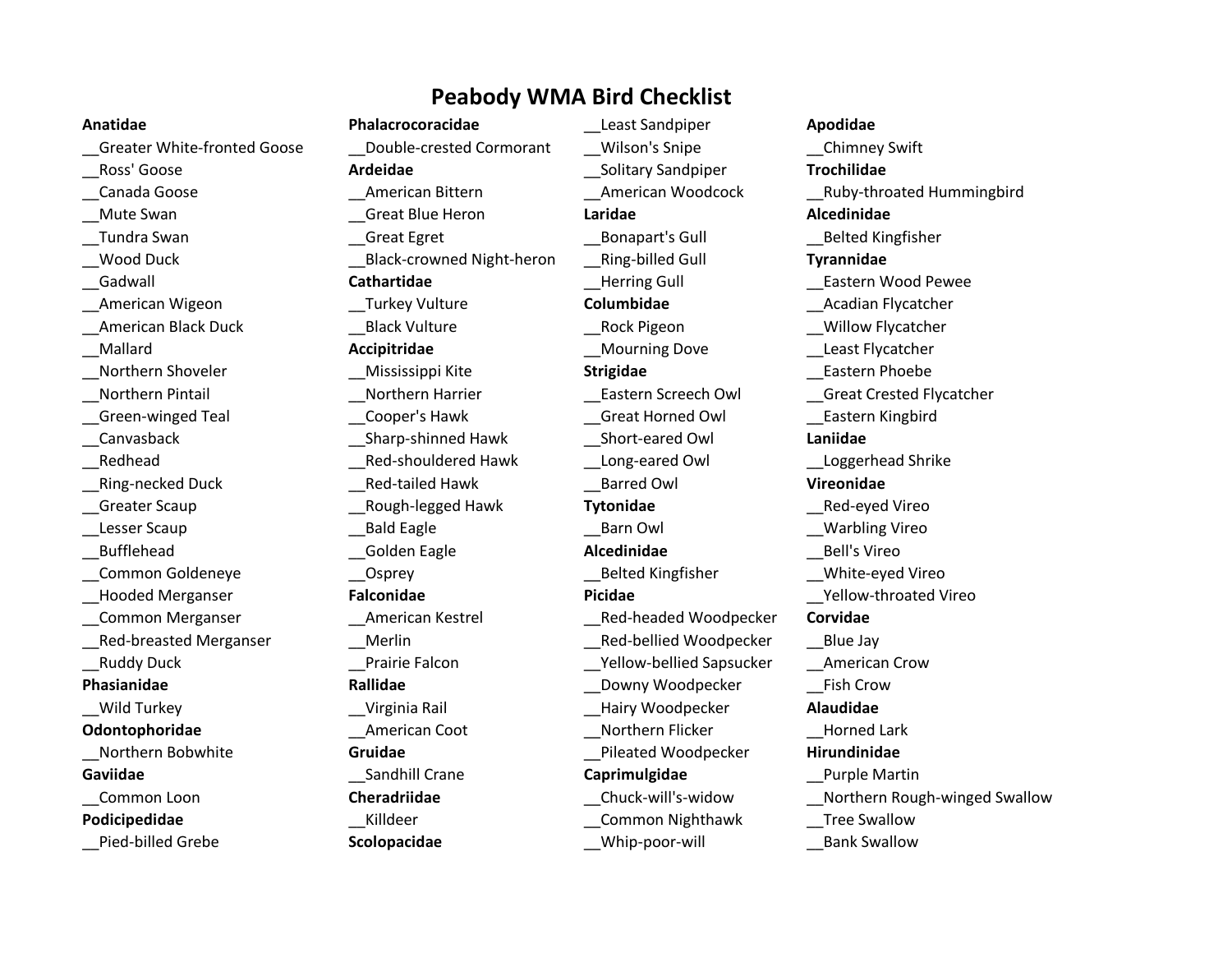# Peabody WMA Bird Checklist

**Anatidae**

__Greater White-fronted Goose
__Ross' Goose
__Canada Goose
__Mute Swan
__Tundra Swan
__Wood Duck
__Gadwall
__American Wigeon
__American Black Duck
__Mallard
__Northern Shoveler
__Northern Pintail
__Green-winged Teal
__Canvasback
__Redhead
__Ring-necked Duck
__Greater Scaup
__Lesser Scaup
__Bufflehead
__Common Goldeneye
__Hooded Merganser
__Common Merganser
__Red-breasted Merganser
__Ruddy Duck

**Phasianidae**

__Wild Turkey

**Odontophoridae**

__Northern Bobwhite

**Gaviidae**

__Common Loon

**Podicipedidae**

__Pied-billed Grebe

**Phalacrocoracidae**

__Double-crested Cormorant

**Ardeidae**

__American Bittern
__Great Blue Heron
__Great Egret
__Black-crowned Night-heron

**Cathartidae**

__Turkey Vulture
__Black Vulture

**Accipitridae**

__Mississippi Kite
__Northern Harrier
__Cooper's Hawk
__Sharp-shinned Hawk
__Red-shouldered Hawk
__Red-tailed Hawk
__Rough-legged Hawk
__Bald Eagle
__Golden Eagle
__Osprey

**Falconidae**

__American Kestrel
__Merlin
__Prairie Falcon

**Rallidae**

__Virginia Rail
__American Coot

**Gruidae**

__Sandhill Crane

**Cheradriidae**

__Killdeer

**Scolopacidae**

__Least Sandpiper
__Wilson's Snipe
__Solitary Sandpiper
__American Woodcock

**Laridae**

__Bonapart's Gull
__Ring-billed Gull
__Herring Gull

**Columbidae**

__Rock Pigeon
__Mourning Dove

**Strigidae**

__Eastern Screech Owl
__Great Horned Owl
__Short-eared Owl
__Long-eared Owl
__Barred Owl

**Tytonidae**

__Barn Owl

**Alcedinidae**

__Belted Kingfisher

**Picidae**

__Red-headed Woodpecker
__Red-bellied Woodpecker
__Yellow-bellied Sapsucker
__Downy Woodpecker
__Hairy Woodpecker
__Northern Flicker
__Pileated Woodpecker

**Caprimulgidae**

__Chuck-will's-widow
__Common Nighthawk
__Whip-poor-will

**Apodidae**

__Chimney Swift

**Trochilidae**

__Ruby-throated Hummingbird

**Alcedinidae**

__Belted Kingfisher

**Tyrannidae**

__Eastern Wood Pewee
__Acadian Flycatcher
__Willow Flycatcher
__Least Flycatcher
__Eastern Phoebe
__Great Crested Flycatcher
__Eastern Kingbird

**Laniidae**

__Loggerhead Shrike

**Vireonidae**

__Red-eyed Vireo
__Warbling Vireo
__Bell's Vireo
__White-eyed Vireo
__Yellow-throated Vireo

**Corvidae**

__Blue Jay
__American Crow
__Fish Crow

**Alaudidae**

__Horned Lark

**Hirundinidae**

__Purple Martin
__Northern Rough-winged Swallow
__Tree Swallow
__Bank Swallow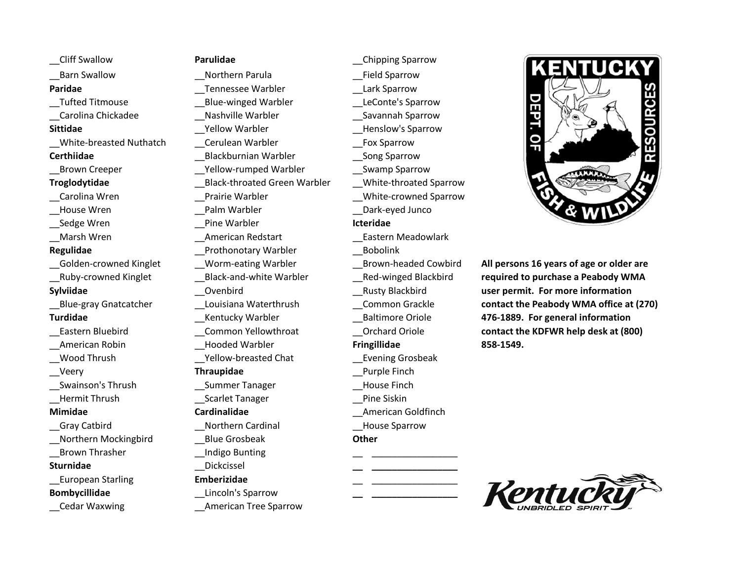__Cliff Swallow

__Barn Swallow

**Paridae**

__Tufted Titmouse

__Carolina Chickadee

**Sittidae**

__White-breasted Nuthatch

**Certhiidae**

__Brown Creeper

**Troglodytidae**

__Carolina Wren

__House Wren

__Sedge Wren

__Marsh Wren

**Regulidae**

__Golden-crowned Kinglet

__Ruby-crowned Kinglet

**Sylviidae**

__Blue-gray Gnatcatcher

**Turdidae**

__Eastern Bluebird

__American Robin

__Wood Thrush

__Veery

__Swainson's Thrush

__Hermit Thrush

**Mimidae**

__Gray Catbird

__Northern Mockingbird

__Brown Thrasher

**Sturnidae**

__European Starling

**Bombycillidae**

__Cedar Waxwing

**Parulidae**

__Northern Parula

__Tennessee Warbler

__Blue-winged Warbler

__Nashville Warbler

__Yellow Warbler

__Cerulean Warbler

__Blackburnian Warbler

__Yellow-rumped Warbler

__Black-throated Green Warbler

__Prairie Warbler

__Palm Warbler

__Pine Warbler

__American Redstart

__Prothonotary Warbler

__Worm-eating Warbler

__Black-and-white Warbler

__Ovenbird

__Louisiana Waterthrush

__Kentucky Warbler

__Common Yellowthroat

__Hooded Warbler

__Yellow-breasted Chat

**Thraupidae**

__Summer Tanager

__Scarlet Tanager

**Cardinalidae**

__Northern Cardinal

__Blue Grosbeak

__Indigo Bunting

__Dickcissel

**Emberizidae**

__Lincoln's Sparrow

__American Tree Sparrow

__Chipping Sparrow

__Field Sparrow

__Lark Sparrow

__LeConte's Sparrow

__Savannah Sparrow

__Henslow's Sparrow

__Fox Sparrow

__Song Sparrow

__Swamp Sparrow

__White-throated Sparrow

__White-crowned Sparrow

__Dark-eyed Junco

**Icteridae**

__Eastern Meadowlark

__Bobolink

__Brown-headed Cowbird

__Red-winged Blackbird

__Rusty Blackbird

__Common Grackle

__Baltimore Oriole

__Orchard Oriole

**Fringillidae**

__Evening Grosbeak

__Purple Finch

__House Finch

__Pine Siskin

__American Goldfinch

__House Sparrow

**Other**

__ _________________

__ _________________

__ _________________

__ _________________

KENTUCKY DEPT. OF FISH & WILDLIFE RESOURCES

**All persons 16 years of age or older are required to purchase a Peabody WMA user permit. For more information contact the Peabody WMA office at (270) 476-1889. For general information contact the KDFWR help desk at (800) 858-1549.**

Kentucky UNBRIDLED SPIRIT